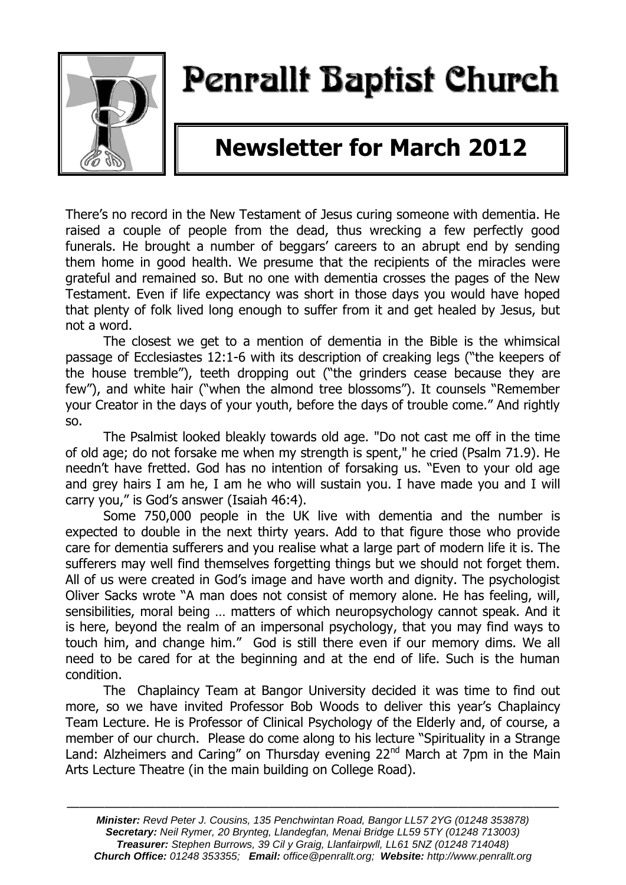# Penrallt Baptist Church

## Newsletter for March 2012

There's no record in the New Testament of Jesus curing someone with dementia. He raised a couple of people from the dead, thus wrecking a few perfectly good funerals. He brought a number of beggars' careers to an abrupt end by sending them home in good health. We presume that the recipients of the miracles were grateful and remained so. But no one with dementia crosses the pages of the New Testament. Even if life expectancy was short in those days you would have hoped that plenty of folk lived long enough to suffer from it and get healed by Jesus, but not a word.

The closest we get to a mention of dementia in the Bible is the whimsical passage of Ecclesiastes 12:1-6 with its description of creaking legs ("the keepers of the house tremble"), teeth dropping out ("the grinders cease because they are few"), and white hair ("when the almond tree blossoms"). It counsels "Remember your Creator in the days of your youth, before the days of trouble come." And rightly so.

The Psalmist looked bleakly towards old age. "Do not cast me off in the time of old age; do not forsake me when my strength is spent," he cried (Psalm 71.9). He needn't have fretted. God has no intention of forsaking us. "Even to your old age and grey hairs I am he, I am he who will sustain you. I have made you and I will carry you," is God's answer (Isaiah 46:4).

Some 750,000 people in the UK live with dementia and the number is expected to double in the next thirty years. Add to that figure those who provide care for dementia sufferers and you realise what a large part of modern life it is. The sufferers may well find themselves forgetting things but we should not forget them. All of us were created in God's image and have worth and dignity. The psychologist Oliver Sacks wrote "A man does not consist of memory alone. He has feeling, will, sensibilities, moral being … matters of which neuropsychology cannot speak. And it is here, beyond the realm of an impersonal psychology, that you may find ways to touch him, and change him." God is still there even if our memory dims. We all need to be cared for at the beginning and at the end of life. Such is the human condition.

The Chaplaincy Team at Bangor University decided it was time to find out more, so we have invited Professor Bob Woods to deliver this year's Chaplaincy Team Lecture. He is Professor of Clinical Psychology of the Elderly and, of course, a member of our church. Please do come along to his lecture "Spirituality in a Strange Land: Alzheimers and Caring" on Thursday evening 22nd March at 7pm in the Main Arts Lecture Theatre (in the main building on College Road).

---

***Minister:*** *Revd Peter J. Cousins, 135 Penchwintan Road, Bangor LL57 2YG (01248 353878)*
***Secretary:*** *Neil Rymer, 20 Brynteg, Llandegfan, Menai Bridge LL59 5TY (01248 713003)*
***Treasurer:*** *Stephen Burrows, 39 Cil y Graig, Llanfairpwll, LL61 5NZ (01248 714048)*
***Church Office:*** *01248 353355;* ***Email:*** *office@penrallt.org;* ***Website:*** *http://www.penrallt.org*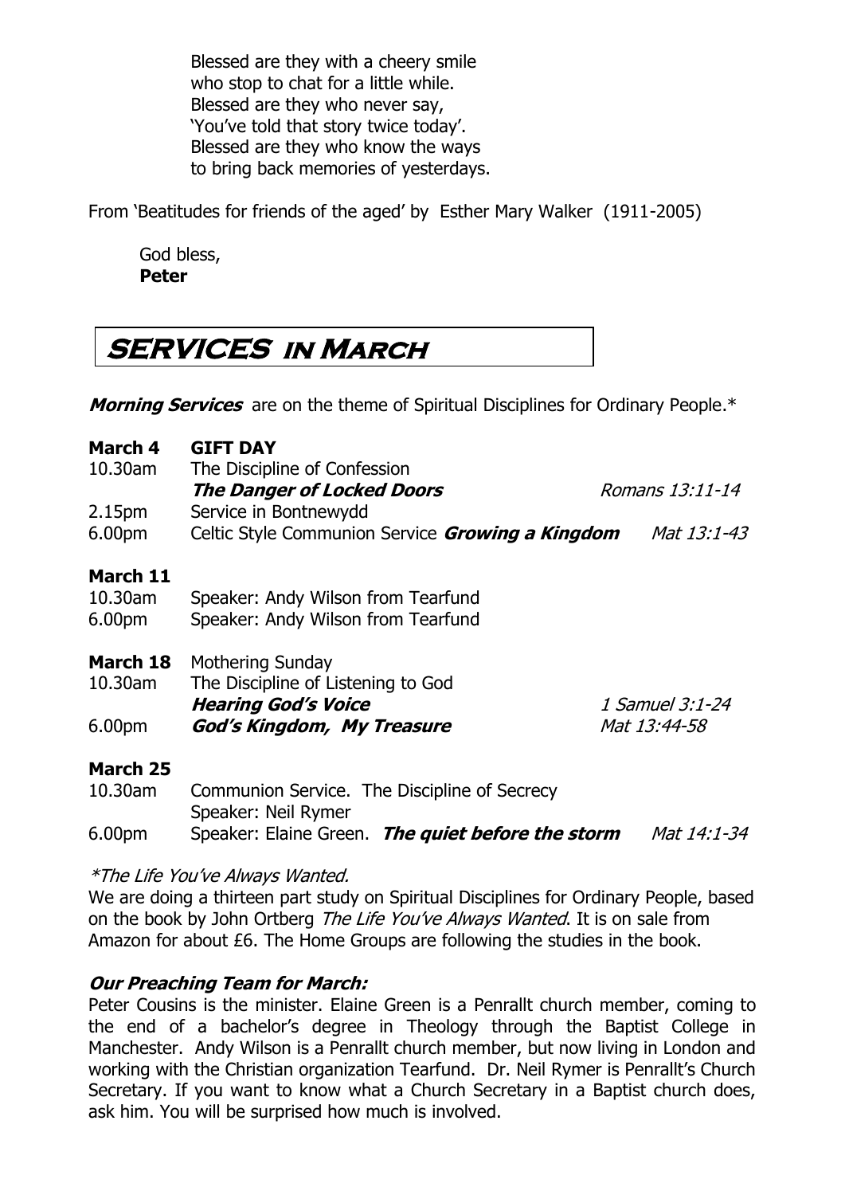Blessed are they with a cheery smile
who stop to chat for a little while.
Blessed are they who never say,
'You've told that story twice today'.
Blessed are they who know the ways
to bring back memories of yesterdays.

From 'Beatitudes for friends of the aged' by Esther Mary Walker (1911-2005)

God bless,
**Peter**

# SERVICES in March

***Morning Services*** are on the theme of Spiritual Disciplines for Ordinary People.*

**March 4** **GIFT DAY**

10.30am The Discipline of Confession
***The Danger of Locked Doors*** *Romans 13:11-14*

2.15pm Service in Bontnewydd

6.00pm Celtic Style Communion Service ***Growing a Kingdom*** *Mat 13:1-43*

**March 11**

10.30am Speaker: Andy Wilson from Tearfund

6.00pm Speaker: Andy Wilson from Tearfund

**March 18** Mothering Sunday

10.30am The Discipline of Listening to God
***Hearing God's Voice*** *1 Samuel 3:1-24*

6.00pm ***God's Kingdom, My Treasure*** *Mat 13:44-58*

**March 25**

10.30am Communion Service. The Discipline of Secrecy
Speaker: Neil Rymer

6.00pm Speaker: Elaine Green. ***The quiet before the storm*** *Mat 14:1-34*

**The Life You've Always Wanted.*

We are doing a thirteen part study on Spiritual Disciplines for Ordinary People, based on the book by John Ortberg *The Life You've Always Wanted*. It is on sale from Amazon for about £6. The Home Groups are following the studies in the book.

***Our Preaching Team for March:***

Peter Cousins is the minister. Elaine Green is a Penrallt church member, coming to the end of a bachelor's degree in Theology through the Baptist College in Manchester. Andy Wilson is a Penrallt church member, but now living in London and working with the Christian organization Tearfund. Dr. Neil Rymer is Penrallt's Church Secretary. If you want to know what a Church Secretary in a Baptist church does, ask him. You will be surprised how much is involved.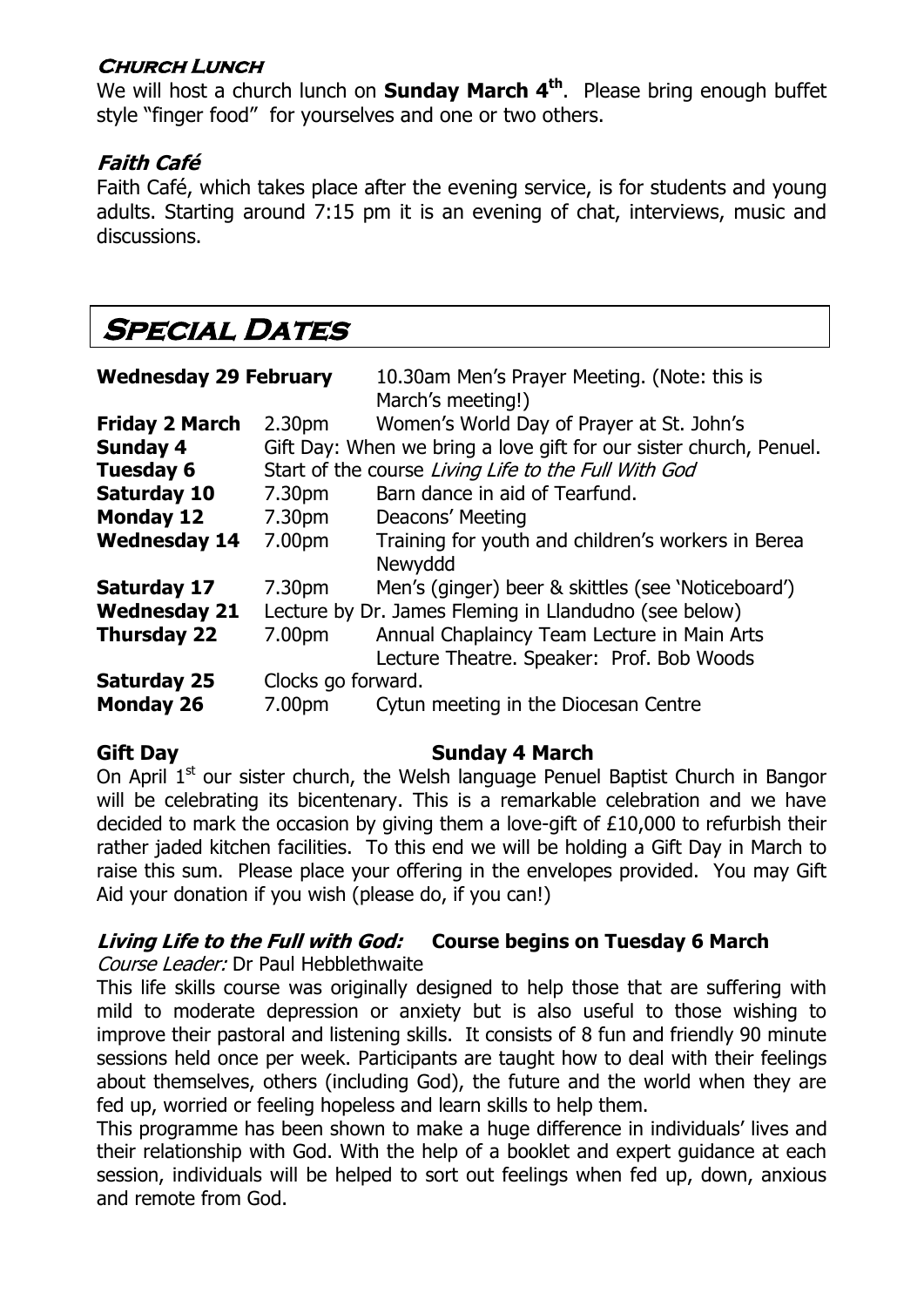### Church Lunch

We will host a church lunch on **Sunday March 4th**. Please bring enough buffet style "finger food" for yourselves and one or two others.

### *Faith Café*

Faith Café, which takes place after the evening service, is for students and young adults. Starting around 7:15 pm it is an evening of chat, interviews, music and discussions.

## Special Dates

| | | |
|---|---|---|
| **Wednesday 29 February** | | 10.30am Men's Prayer Meeting. (Note: this is March's meeting!) |
| **Friday 2 March** | 2.30pm | Women's World Day of Prayer at St. John's |
| **Sunday 4** | Gift Day: When we bring a love gift for our sister church, Penuel. | |
| **Tuesday 6** | Start of the course *Living Life to the Full With God* | |
| **Saturday 10** | 7.30pm | Barn dance in aid of Tearfund. |
| **Monday 12** | 7.30pm | Deacons' Meeting |
| **Wednesday 14** | 7.00pm | Training for youth and children's workers in Berea Newyddd |
| **Saturday 17** | 7.30pm | Men's (ginger) beer & skittles (see 'Noticeboard') |
| **Wednesday 21** | Lecture by Dr. James Fleming in Llandudno (see below) | |
| **Thursday 22** | 7.00pm | Annual Chaplaincy Team Lecture in Main Arts Lecture Theatre. Speaker: Prof. Bob Woods |
| **Saturday 25** | Clocks go forward. | |
| **Monday 26** | 7.00pm | Cytun meeting in the Diocesan Centre |

**Gift Day** **Sunday 4 March**

On April 1st our sister church, the Welsh language Penuel Baptist Church in Bangor will be celebrating its bicentenary. This is a remarkable celebration and we have decided to mark the occasion by giving them a love-gift of £10,000 to refurbish their rather jaded kitchen facilities. To this end we will be holding a Gift Day in March to raise this sum. Please place your offering in the envelopes provided. You may Gift Aid your donation if you wish (please do, if you can!)

***Living Life to the Full with God:*** **Course begins on Tuesday 6 March**

*Course Leader:* Dr Paul Hebblethwaite

This life skills course was originally designed to help those that are suffering with mild to moderate depression or anxiety but is also useful to those wishing to improve their pastoral and listening skills. It consists of 8 fun and friendly 90 minute sessions held once per week. Participants are taught how to deal with their feelings about themselves, others (including God), the future and the world when they are fed up, worried or feeling hopeless and learn skills to help them.

This programme has been shown to make a huge difference in individuals' lives and their relationship with God. With the help of a booklet and expert guidance at each session, individuals will be helped to sort out feelings when fed up, down, anxious and remote from God.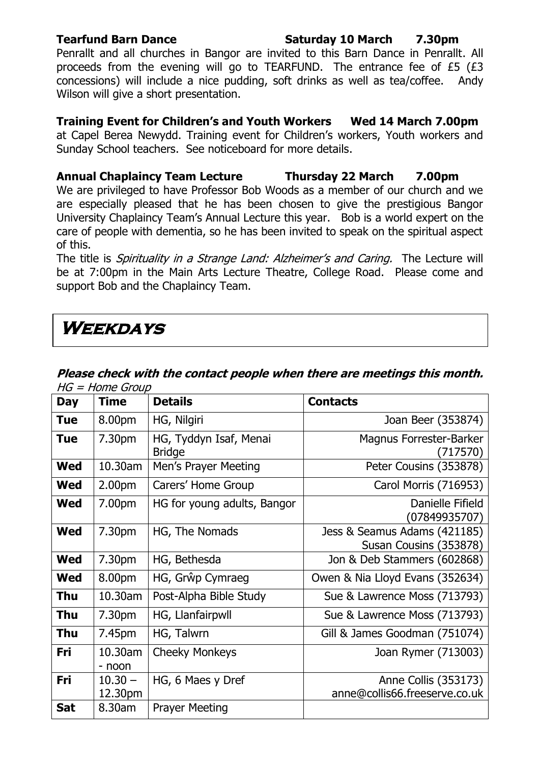**Tearfund Barn Dance Saturday 10 March 7.30pm**

Penrallt and all churches in Bangor are invited to this Barn Dance in Penrallt. All proceeds from the evening will go to TEARFUND. The entrance fee of £5 (£3 concessions) will include a nice pudding, soft drinks as well as tea/coffee. Andy Wilson will give a short presentation.

**Training Event for Children's and Youth Workers Wed 14 March 7.00pm**

at Capel Berea Newydd. Training event for Children's workers, Youth workers and Sunday School teachers. See noticeboard for more details.

**Annual Chaplaincy Team Lecture Thursday 22 March 7.00pm**

We are privileged to have Professor Bob Woods as a member of our church and we are especially pleased that he has been chosen to give the prestigious Bangor University Chaplaincy Team's Annual Lecture this year. Bob is a world expert on the care of people with dementia, so he has been invited to speak on the spiritual aspect of this.

The title is *Spirituality in a Strange Land: Alzheimer's and Caring.* The Lecture will be at 7:00pm in the Main Arts Lecture Theatre, College Road. Please come and support Bob and the Chaplaincy Team.

# Weekdays

***Please check with the contact people when there are meetings this month.***

*HG = Home Group*

| Day | Time | Details | Contacts |
|---|---|---|---|
| **Tue** | 8.00pm | HG, Nilgiri | Joan Beer (353874) |
| **Tue** | 7.30pm | HG, Tyddyn Isaf, Menai Bridge | Magnus Forrester-Barker (717570) |
| **Wed** | 10.30am | Men's Prayer Meeting | Peter Cousins (353878) |
| **Wed** | 2.00pm | Carers' Home Group | Carol Morris (716953) |
| **Wed** | 7.00pm | HG for young adults, Bangor | Danielle Fifield (07849935707) |
| **Wed** | 7.30pm | HG, The Nomads | Jess & Seamus Adams (421185) Susan Cousins (353878) |
| **Wed** | 7.30pm | HG, Bethesda | Jon & Deb Stammers (602868) |
| **Wed** | 8.00pm | HG, Grŵp Cymraeg | Owen & Nia Lloyd Evans (352634) |
| **Thu** | 10.30am | Post-Alpha Bible Study | Sue & Lawrence Moss (713793) |
| **Thu** | 7.30pm | HG, Llanfairpwll | Sue & Lawrence Moss (713793) |
| **Thu** | 7.45pm | HG, Talwrn | Gill & James Goodman (751074) |
| **Fri** | 10.30am - noon | Cheeky Monkeys | Joan Rymer (713003) |
| **Fri** | 10.30 – 12.30pm | HG, 6 Maes y Dref | Anne Collis (353173) anne@collis66.freeserve.co.uk |
| **Sat** | 8.30am | Prayer Meeting | |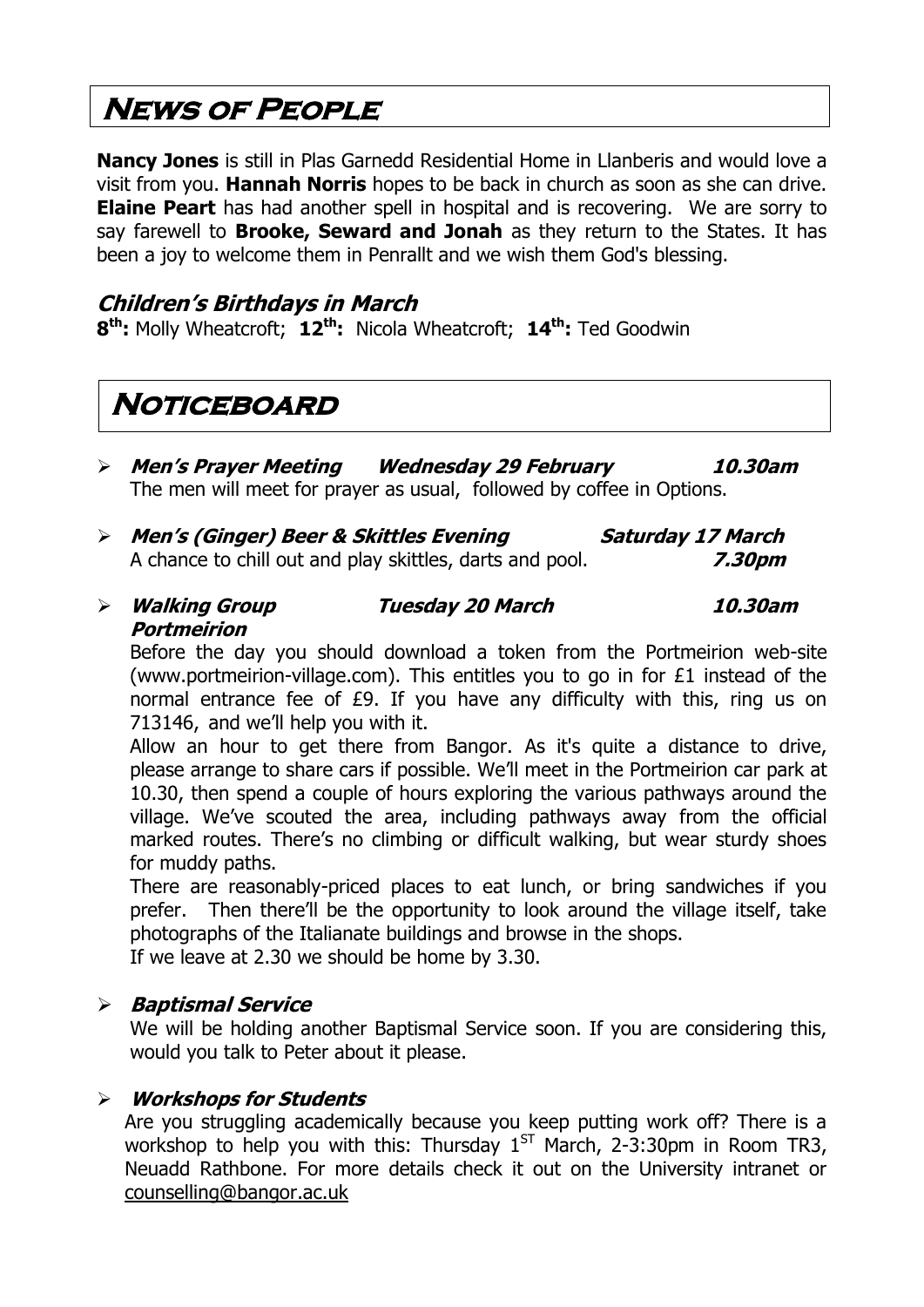# News of People

**Nancy Jones** is still in Plas Garnedd Residential Home in Llanberis and would love a visit from you. **Hannah Norris** hopes to be back in church as soon as she can drive. **Elaine Peart** has had another spell in hospital and is recovering. We are sorry to say farewell to **Brooke, Seward and Jonah** as they return to the States. It has been a joy to welcome them in Penrallt and we wish them God's blessing.

## *Children's Birthdays in March*

**8th:** Molly Wheatcroft; **12th:** Nicola Wheatcroft; **14th:** Ted Goodwin

# Noticeboard

- ***Men's Prayer Meeting*** ***Wednesday 29 February*** ***10.30am***
  The men will meet for prayer as usual, followed by coffee in Options.

- ***Men's (Ginger) Beer & Skittles Evening*** ***Saturday 17 March***
  A chance to chill out and play skittles, darts and pool. ***7.30pm***

- ***Walking Group*** ***Tuesday 20 March*** ***10.30am***
  ***Portmeirion***

  Before the day you should download a token from the Portmeirion web-site (www.portmeirion-village.com). This entitles you to go in for £1 instead of the normal entrance fee of £9. If you have any difficulty with this, ring us on 713146, and we'll help you with it.

  Allow an hour to get there from Bangor. As it's quite a distance to drive, please arrange to share cars if possible. We'll meet in the Portmeirion car park at 10.30, then spend a couple of hours exploring the various pathways around the village. We've scouted the area, including pathways away from the official marked routes. There's no climbing or difficult walking, but wear sturdy shoes for muddy paths.

  There are reasonably-priced places to eat lunch, or bring sandwiches if you prefer. Then there'll be the opportunity to look around the village itself, take photographs of the Italianate buildings and browse in the shops.

  If we leave at 2.30 we should be home by 3.30.

- ***Baptismal Service***

  We will be holding another Baptismal Service soon. If you are considering this, would you talk to Peter about it please.

- ***Workshops for Students***

  Are you struggling academically because you keep putting work off? There is a workshop to help you with this: Thursday 1ST March, 2-3:30pm in Room TR3, Neuadd Rathbone. For more details check it out on the University intranet or counselling@bangor.ac.uk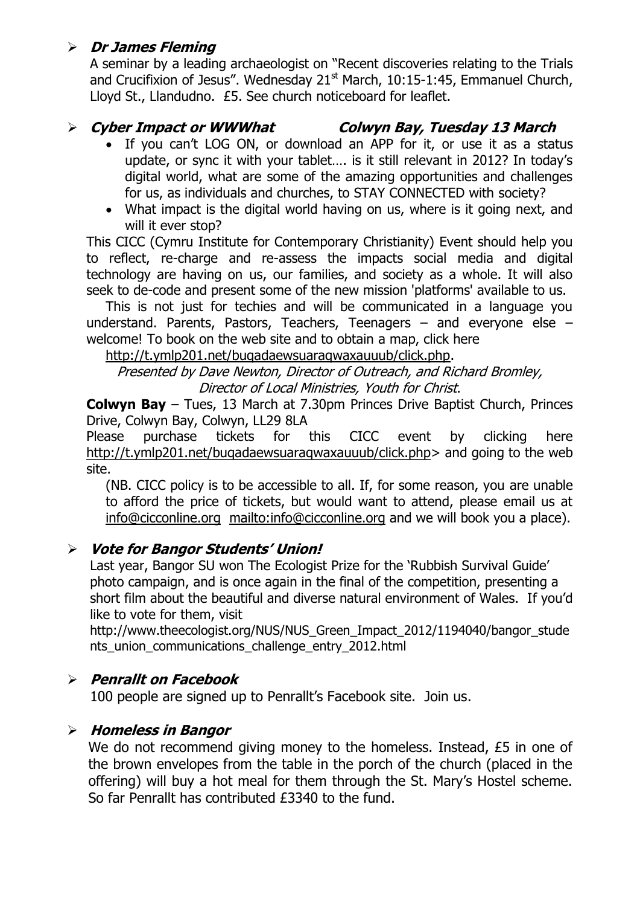- ***Dr James Fleming***

  A seminar by a leading archaeologist on "Recent discoveries relating to the Trials and Crucifixion of Jesus". Wednesday 21st March, 10:15-1:45, Emmanuel Church, Lloyd St., Llandudno. £5. See church noticeboard for leaflet.

- ***Cyber Impact or WWWhat Colwyn Bay, Tuesday 13 March***
  - If you can't LOG ON, or download an APP for it, or use it as a status update, or sync it with your tablet…. is it still relevant in 2012? In today's digital world, what are some of the amazing opportunities and challenges for us, as individuals and churches, to STAY CONNECTED with society?
  - What impact is the digital world having on us, where is it going next, and will it ever stop?

  This CICC (Cymru Institute for Contemporary Christianity) Event should help you to reflect, re-charge and re-assess the impacts social media and digital technology are having on us, our families, and society as a whole. It will also seek to de-code and present some of the new mission 'platforms' available to us.

  This is not just for techies and will be communicated in a language you understand. Parents, Pastors, Teachers, Teenagers – and everyone else – welcome! To book on the web site and to obtain a map, click here http://t.ymlp201.net/buqadaewsuaraqwaxauuub/click.php.

  *Presented by Dave Newton, Director of Outreach, and Richard Bromley, Director of Local Ministries, Youth for Christ*.

  **Colwyn Bay** – Tues, 13 March at 7.30pm Princes Drive Baptist Church, Princes Drive, Colwyn Bay, Colwyn, LL29 8LA

  Please purchase tickets for this CICC event by clicking here http://t.ymlp201.net/buqadaewsuaraqwaxauuub/click.php> and going to the web site.

  (NB. CICC policy is to be accessible to all. If, for some reason, you are unable to afford the price of tickets, but would want to attend, please email us at info@cicconline.org mailto:info@cicconline.org and we will book you a place).

- ***Vote for Bangor Students' Union!***

  Last year, Bangor SU won The Ecologist Prize for the 'Rubbish Survival Guide' photo campaign, and is once again in the final of the competition, presenting a short film about the beautiful and diverse natural environment of Wales. If you'd like to vote for them, visit http://www.theecologist.org/NUS/NUS_Green_Impact_2012/1194040/bangor_students_union_communications_challenge_entry_2012.html

- ***Penrallt on Facebook***

  100 people are signed up to Penrallt's Facebook site. Join us.

- ***Homeless in Bangor***

  We do not recommend giving money to the homeless. Instead, £5 in one of the brown envelopes from the table in the porch of the church (placed in the offering) will buy a hot meal for them through the St. Mary's Hostel scheme. So far Penrallt has contributed £3340 to the fund.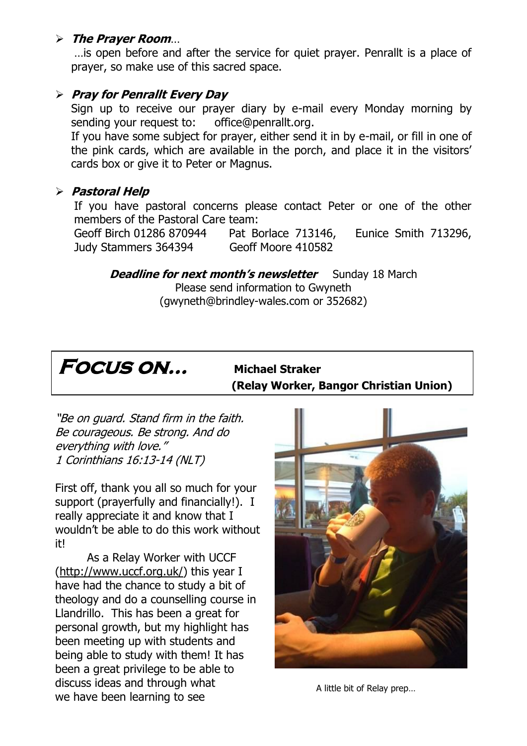- ***The Prayer Room…***

  …is open before and after the service for quiet prayer. Penrallt is a place of prayer, so make use of this sacred space.

- ***Pray for Penrallt Every Day***

  Sign up to receive our prayer diary by e-mail every Monday morning by sending your request to: office@penrallt.org.

  If you have some subject for prayer, either send it in by e-mail, or fill in one of the pink cards, which are available in the porch, and place it in the visitors' cards box or give it to Peter or Magnus.

- ***Pastoral Help***

  If you have pastoral concerns please contact Peter or one of the other members of the Pastoral Care team:

  Geoff Birch 01286 870944 Pat Borlace 713146, Eunice Smith 713296, Judy Stammers 364394 Geoff Moore 410582

***Deadline for next month's newsletter*** Sunday 18 March
Please send information to Gwyneth
(gwyneth@brindley-wales.com or 352682)

## *Focus on…* Michael Straker (Relay Worker, Bangor Christian Union)

*"Be on guard. Stand firm in the faith. Be courageous. Be strong. And do everything with love."*
*1 Corinthians 16:13-14 (NLT)*

First off, thank you all so much for your support (prayerfully and financially!). I really appreciate it and know that I wouldn't be able to do this work without it!

As a Relay Worker with UCCF (http://www.uccf.org.uk/) this year I have had the chance to study a bit of theology and do a counselling course in Llandrillo. This has been a great for personal growth, but my highlight has been meeting up with students and being able to study with them! It has been a great privilege to be able to discuss ideas and through what we have been learning to see

A little bit of Relay prep…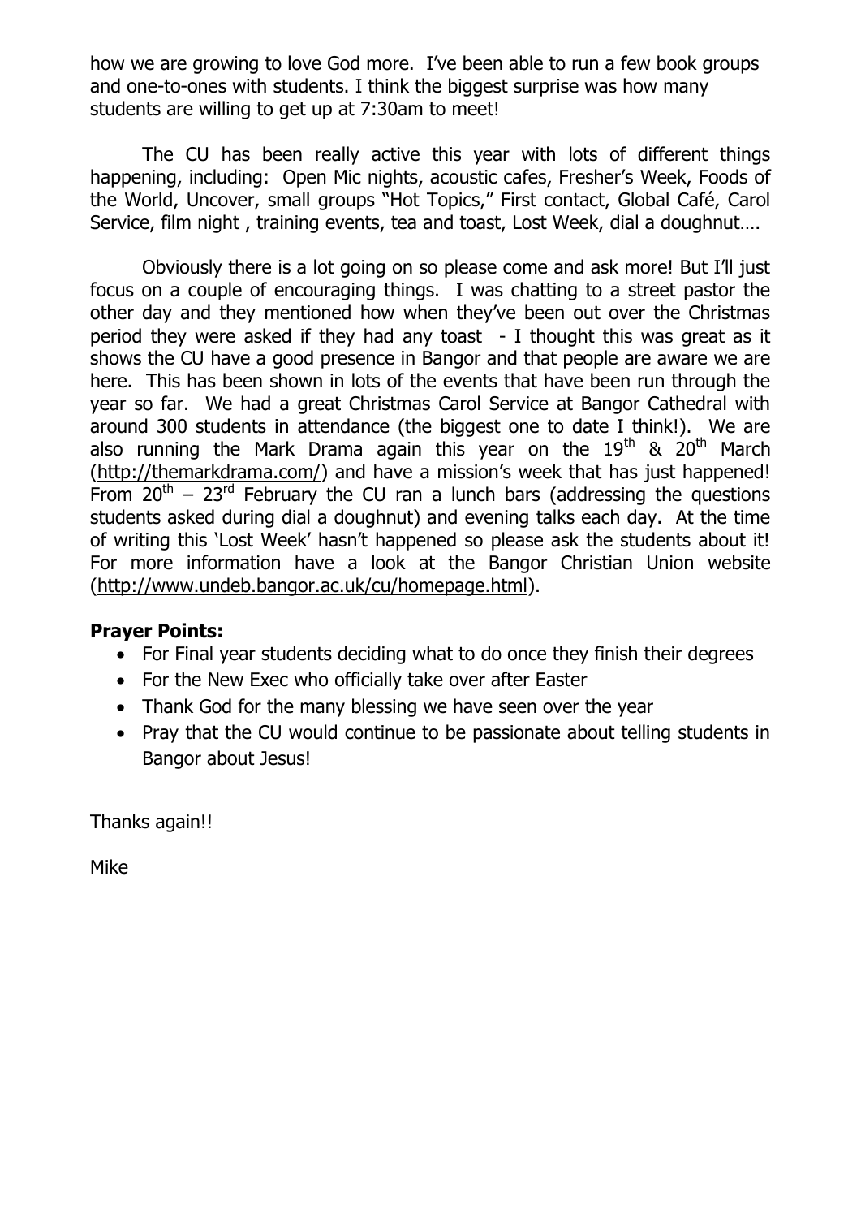how we are growing to love God more. I've been able to run a few book groups and one-to-ones with students. I think the biggest surprise was how many students are willing to get up at 7:30am to meet!

The CU has been really active this year with lots of different things happening, including: Open Mic nights, acoustic cafes, Fresher's Week, Foods of the World, Uncover, small groups "Hot Topics," First contact, Global Café, Carol Service, film night , training events, tea and toast, Lost Week, dial a doughnut….

Obviously there is a lot going on so please come and ask more! But I'll just focus on a couple of encouraging things. I was chatting to a street pastor the other day and they mentioned how when they've been out over the Christmas period they were asked if they had any toast - I thought this was great as it shows the CU have a good presence in Bangor and that people are aware we are here. This has been shown in lots of the events that have been run through the year so far. We had a great Christmas Carol Service at Bangor Cathedral with around 300 students in attendance (the biggest one to date I think!). We are also running the Mark Drama again this year on the 19th & 20th March (http://themarkdrama.com/) and have a mission's week that has just happened! From 20th – 23rd February the CU ran a lunch bars (addressing the questions students asked during dial a doughnut) and evening talks each day. At the time of writing this 'Lost Week' hasn't happened so please ask the students about it! For more information have a look at the Bangor Christian Union website (http://www.undeb.bangor.ac.uk/cu/homepage.html).

**Prayer Points:**

- For Final year students deciding what to do once they finish their degrees
- For the New Exec who officially take over after Easter
- Thank God for the many blessing we have seen over the year
- Pray that the CU would continue to be passionate about telling students in Bangor about Jesus!

Thanks again!!

Mike